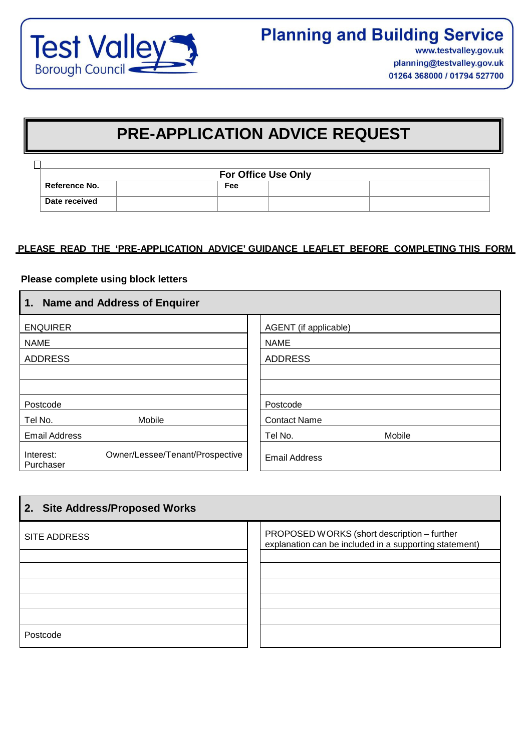Test Valley Borough Council

# Planning and Building Service

www.testvalley.gov.uk
planning@testvalley.gov.uk
01264 368000 / 01794 527700

# PRE-APPLICATION ADVICE REQUEST

| For Office Use Only | | | | |
|---|---|---|---|---|
| **Reference No.** | | **Fee** | | |
| **Date received** | | | | |

**PLEASE READ THE 'PRE-APPLICATION ADVICE' GUIDANCE LEAFLET BEFORE COMPLETING THIS FORM**

**Please complete using block letters**

## 1. Name and Address of Enquirer

| ENQUIRER | AGENT (if applicable) |
|---|---|
| NAME | NAME |
| ADDRESS | ADDRESS |
| | |
| | |
| Postcode | Postcode |
| Tel No. Mobile | Contact Name |
| Email Address | Tel No. Mobile |
| Interest: Owner/Lessee/Tenant/Prospective Purchaser | Email Address |

## 2. Site Address/Proposed Works

| SITE ADDRESS | PROPOSED WORKS (short description – further explanation can be included in a supporting statement) |
|---|---|
| | |
| | |
| | |
| | |
| | |
| Postcode | |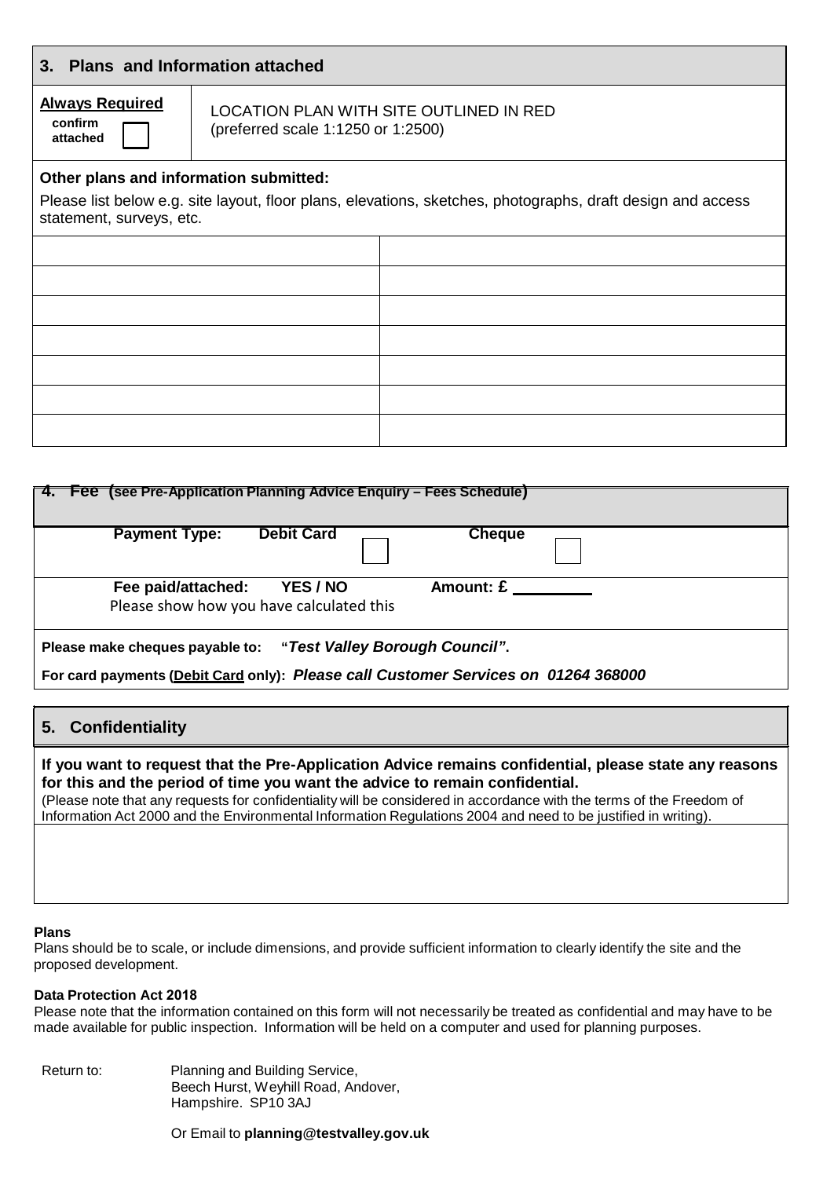## 3. Plans and Information attached

| | |
|---|---|
| **Always Required** confirm attached ☐ | LOCATION PLAN WITH SITE OUTLINED IN RED (preferred scale 1:1250 or 1:2500) |

**Other plans and information submitted:**

Please list below e.g. site layout, floor plans, elevations, sketches, photographs, draft design and access statement, surveys, etc.

| | |
|---|---|
| | |
| | |
| | |
| | |
| | |
| | |
| | |

## 4. Fee (see Pre-Application Planning Advice Enquiry – Fees Schedule)

**Payment Type:** **Debit Card** ☐ **Cheque** ☐

**Fee paid/attached: YES / NO** **Amount: £** ________

Please show how you have calculated this

**Please make cheques payable to: "*Test Valley Borough Council*".**

**For card payments (Debit Card only):** ***Please call Customer Services on 01264 368000***

## 5. Confidentiality

**If you want to request that the Pre-Application Advice remains confidential, please state any reasons for this and the period of time you want the advice to remain confidential.**

(Please note that any requests for confidentiality will be considered in accordance with the terms of the Freedom of Information Act 2000 and the Environmental Information Regulations 2004 and need to be justified in writing).

**Plans**

Plans should be to scale, or include dimensions, and provide sufficient information to clearly identify the site and the proposed development.

**Data Protection Act 2018**

Please note that the information contained on this form will not necessarily be treated as confidential and may have to be made available for public inspection. Information will be held on a computer and used for planning purposes.

Return to: Planning and Building Service,
Beech Hurst, Weyhill Road, Andover,
Hampshire. SP10 3AJ

Or Email to **planning@testvalley.gov.uk**